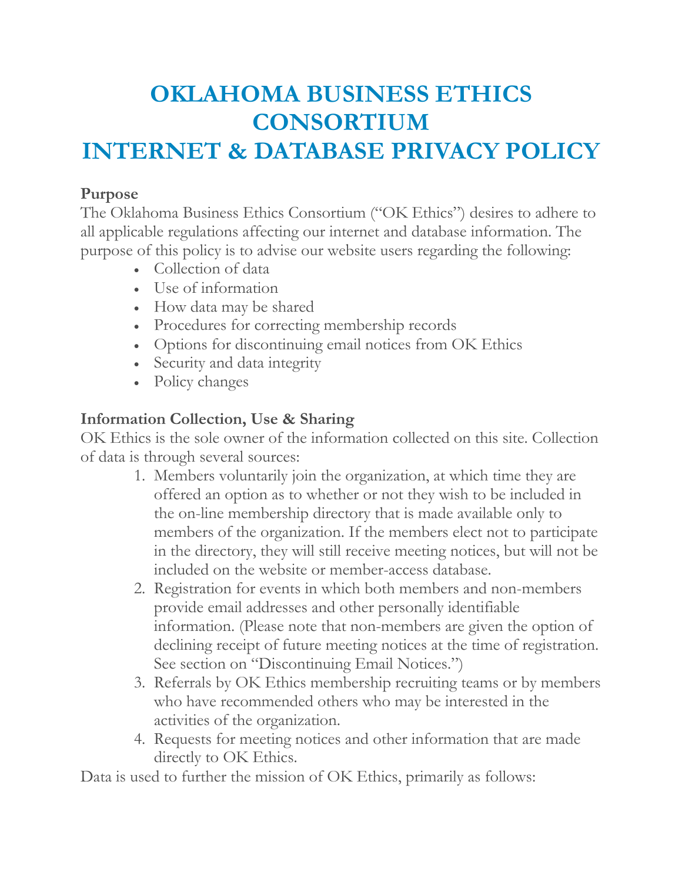# OKLAHOMA BUSINESS ETHICS CONSORTIUM
# INTERNET & DATABASE PRIVACY POLICY

**Purpose**

The Oklahoma Business Ethics Consortium ("OK Ethics") desires to adhere to all applicable regulations affecting our internet and database information. The purpose of this policy is to advise our website users regarding the following:

- Collection of data
- Use of information
- How data may be shared
- Procedures for correcting membership records
- Options for discontinuing email notices from OK Ethics
- Security and data integrity
- Policy changes

## Information Collection, Use & Sharing

OK Ethics is the sole owner of the information collected on this site. Collection of data is through several sources:

1. Members voluntarily join the organization, at which time they are offered an option as to whether or not they wish to be included in the on-line membership directory that is made available only to members of the organization. If the members elect not to participate in the directory, they will still receive meeting notices, but will not be included on the website or member-access database.
2. Registration for events in which both members and non-members provide email addresses and other personally identifiable information. (Please note that non-members are given the option of declining receipt of future meeting notices at the time of registration. See section on "Discontinuing Email Notices.")
3. Referrals by OK Ethics membership recruiting teams or by members who have recommended others who may be interested in the activities of the organization.
4. Requests for meeting notices and other information that are made directly to OK Ethics.

Data is used to further the mission of OK Ethics, primarily as follows: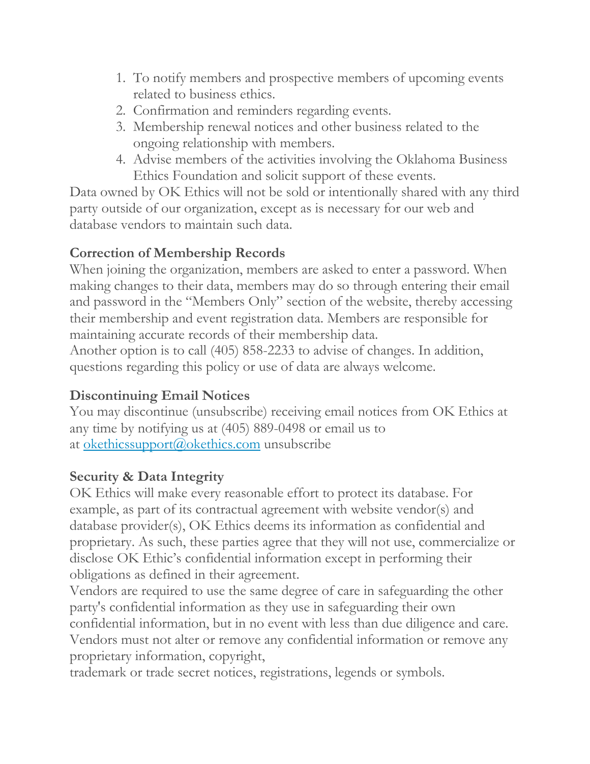1. To notify members and prospective members of upcoming events related to business ethics.
2. Confirmation and reminders regarding events.
3. Membership renewal notices and other business related to the ongoing relationship with members.
4. Advise members of the activities involving the Oklahoma Business Ethics Foundation and solicit support of these events.

Data owned by OK Ethics will not be sold or intentionally shared with any third party outside of our organization, except as is necessary for our web and database vendors to maintain such data.

**Correction of Membership Records**

When joining the organization, members are asked to enter a password. When making changes to their data, members may do so through entering their email and password in the "Members Only" section of the website, thereby accessing their membership and event registration data. Members are responsible for maintaining accurate records of their membership data.

Another option is to call (405) 858-2233 to advise of changes. In addition, questions regarding this policy or use of data are always welcome.

**Discontinuing Email Notices**

You may discontinue (unsubscribe) receiving email notices from OK Ethics at any time by notifying us at (405) 889-0498 or email us to at okethicssupport@okethics.com unsubscribe

**Security & Data Integrity**

OK Ethics will make every reasonable effort to protect its database. For example, as part of its contractual agreement with website vendor(s) and database provider(s), OK Ethics deems its information as confidential and proprietary. As such, these parties agree that they will not use, commercialize or disclose OK Ethic's confidential information except in performing their obligations as defined in their agreement.

Vendors are required to use the same degree of care in safeguarding the other party's confidential information as they use in safeguarding their own confidential information, but in no event with less than due diligence and care. Vendors must not alter or remove any confidential information or remove any proprietary information, copyright,

trademark or trade secret notices, registrations, legends or symbols.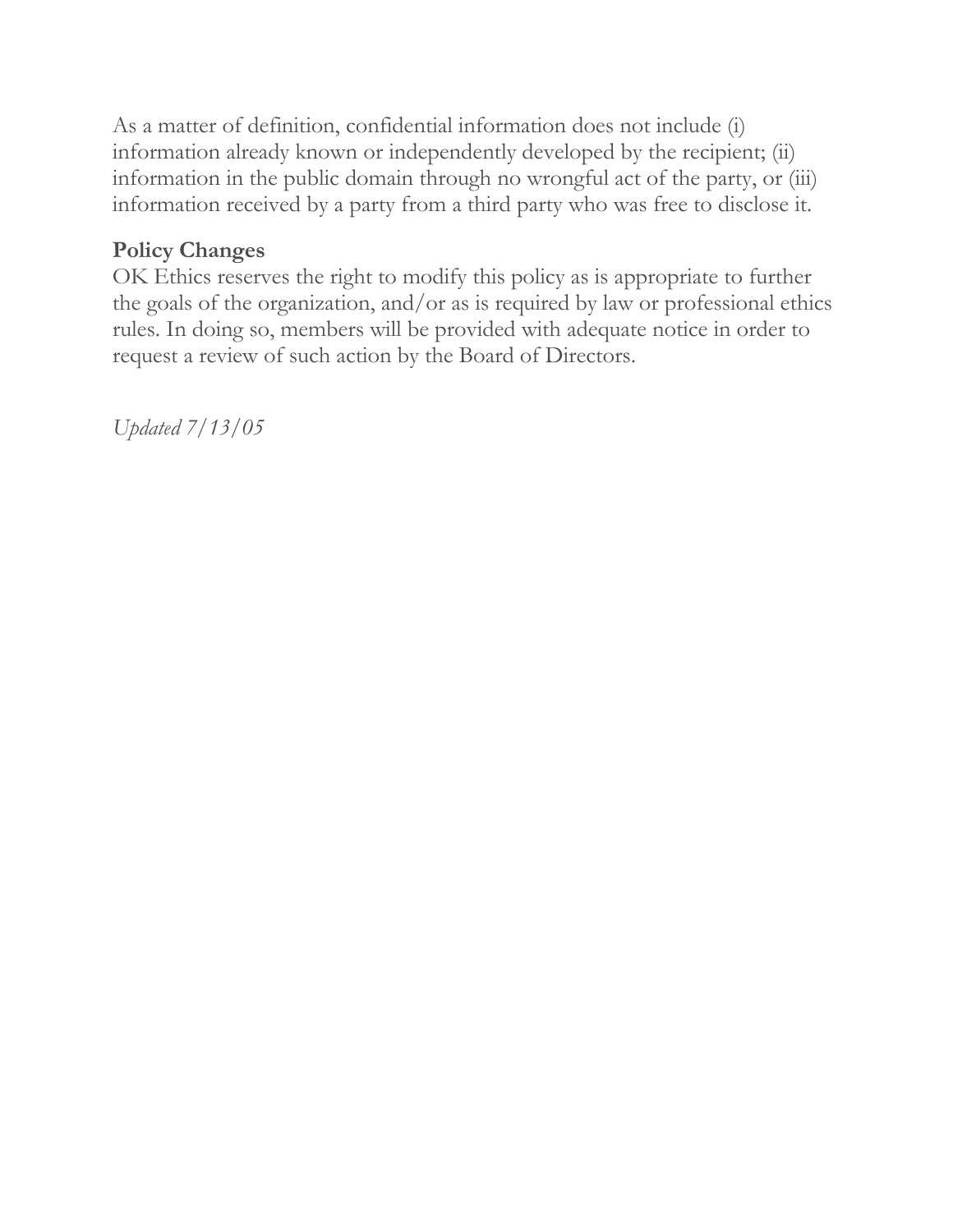As a matter of definition, confidential information does not include (i) information already known or independently developed by the recipient; (ii) information in the public domain through no wrongful act of the party, or (iii) information received by a party from a third party who was free to disclose it.

**Policy Changes**

OK Ethics reserves the right to modify this policy as is appropriate to further the goals of the organization, and/or as is required by law or professional ethics rules. In doing so, members will be provided with adequate notice in order to request a review of such action by the Board of Directors.

*Updated 7/13/05*